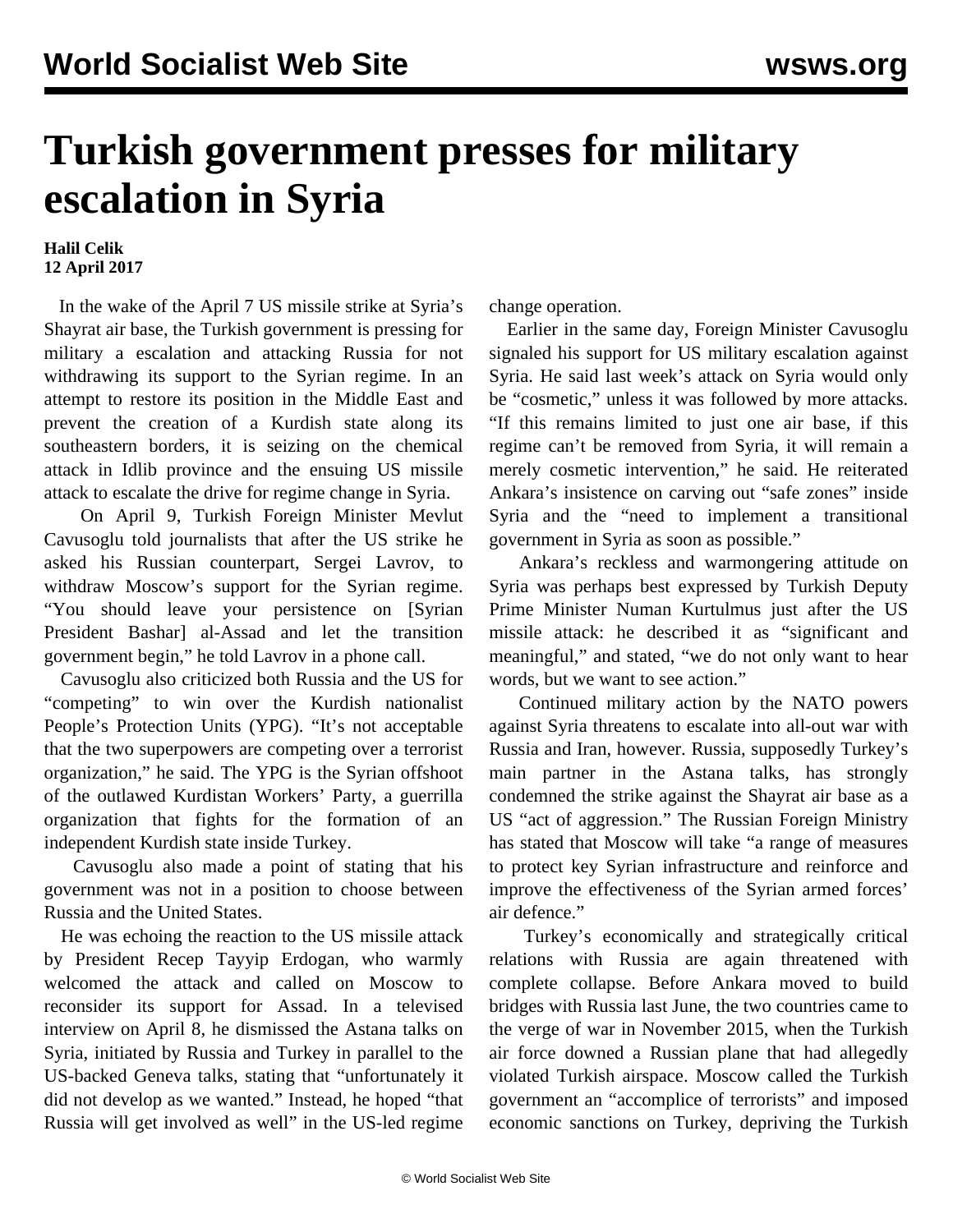# Turkish government presses for military escalation in Syria

**Halil Celik**
**12 April 2017**

In the wake of the April 7 US missile strike at Syria's Shayrat air base, the Turkish government is pressing for military a escalation and attacking Russia for not withdrawing its support to the Syrian regime. In an attempt to restore its position in the Middle East and prevent the creation of a Kurdish state along its southeastern borders, it is seizing on the chemical attack in Idlib province and the ensuing US missile attack to escalate the drive for regime change in Syria.

On April 9, Turkish Foreign Minister Mevlut Cavusoglu told journalists that after the US strike he asked his Russian counterpart, Sergei Lavrov, to withdraw Moscow's support for the Syrian regime. "You should leave your persistence on [Syrian President Bashar] al-Assad and let the transition government begin," he told Lavrov in a phone call.

Cavusoglu also criticized both Russia and the US for "competing" to win over the Kurdish nationalist People's Protection Units (YPG). "It's not acceptable that the two superpowers are competing over a terrorist organization," he said. The YPG is the Syrian offshoot of the outlawed Kurdistan Workers' Party, a guerrilla organization that fights for the formation of an independent Kurdish state inside Turkey.

Cavusoglu also made a point of stating that his government was not in a position to choose between Russia and the United States.

He was echoing the reaction to the US missile attack by President Recep Tayyip Erdogan, who warmly welcomed the attack and called on Moscow to reconsider its support for Assad. In a televised interview on April 8, he dismissed the Astana talks on Syria, initiated by Russia and Turkey in parallel to the US-backed Geneva talks, stating that "unfortunately it did not develop as we wanted." Instead, he hoped "that Russia will get involved as well" in the US-led regime change operation.

Earlier in the same day, Foreign Minister Cavusoglu signaled his support for US military escalation against Syria. He said last week's attack on Syria would only be "cosmetic," unless it was followed by more attacks. "If this remains limited to just one air base, if this regime can't be removed from Syria, it will remain a merely cosmetic intervention," he said. He reiterated Ankara's insistence on carving out "safe zones" inside Syria and the "need to implement a transitional government in Syria as soon as possible."

Ankara's reckless and warmongering attitude on Syria was perhaps best expressed by Turkish Deputy Prime Minister Numan Kurtulmus just after the US missile attack: he described it as "significant and meaningful," and stated, "we do not only want to hear words, but we want to see action."

Continued military action by the NATO powers against Syria threatens to escalate into all-out war with Russia and Iran, however. Russia, supposedly Turkey's main partner in the Astana talks, has strongly condemned the strike against the Shayrat air base as a US "act of aggression." The Russian Foreign Ministry has stated that Moscow will take "a range of measures to protect key Syrian infrastructure and reinforce and improve the effectiveness of the Syrian armed forces' air defence."

Turkey's economically and strategically critical relations with Russia are again threatened with complete collapse. Before Ankara moved to build bridges with Russia last June, the two countries came to the verge of war in November 2015, when the Turkish air force downed a Russian plane that had allegedly violated Turkish airspace. Moscow called the Turkish government an "accomplice of terrorists" and imposed economic sanctions on Turkey, depriving the Turkish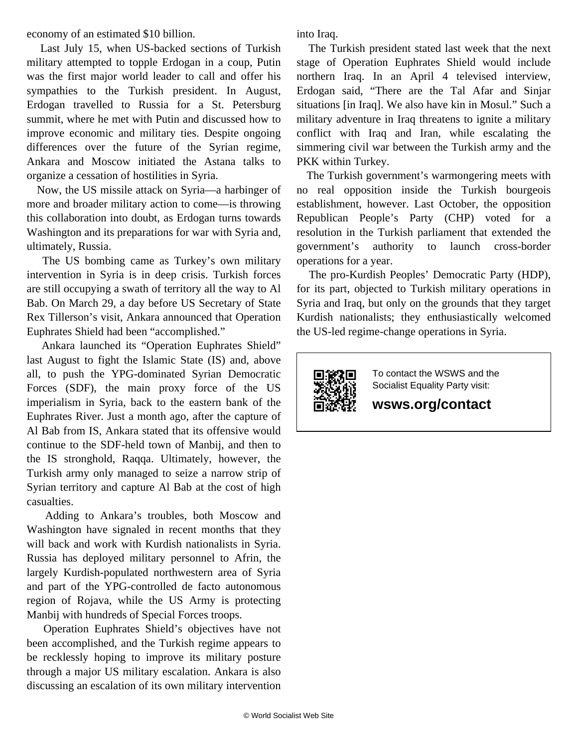economy of an estimated $10 billion.

Last July 15, when US-backed sections of Turkish military attempted to topple Erdogan in a coup, Putin was the first major world leader to call and offer his sympathies to the Turkish president. In August, Erdogan travelled to Russia for a St. Petersburg summit, where he met with Putin and discussed how to improve economic and military ties. Despite ongoing differences over the future of the Syrian regime, Ankara and Moscow initiated the Astana talks to organize a cessation of hostilities in Syria.

Now, the US missile attack on Syria—a harbinger of more and broader military action to come—is throwing this collaboration into doubt, as Erdogan turns towards Washington and its preparations for war with Syria and, ultimately, Russia.

The US bombing came as Turkey's own military intervention in Syria is in deep crisis. Turkish forces are still occupying a swath of territory all the way to Al Bab. On March 29, a day before US Secretary of State Rex Tillerson's visit, Ankara announced that Operation Euphrates Shield had been "accomplished."

Ankara launched its "Operation Euphrates Shield" last August to fight the Islamic State (IS) and, above all, to push the YPG-dominated Syrian Democratic Forces (SDF), the main proxy force of the US imperialism in Syria, back to the eastern bank of the Euphrates River. Just a month ago, after the capture of Al Bab from IS, Ankara stated that its offensive would continue to the SDF-held town of Manbij, and then to the IS stronghold, Raqqa. Ultimately, however, the Turkish army only managed to seize a narrow strip of Syrian territory and capture Al Bab at the cost of high casualties.

Adding to Ankara's troubles, both Moscow and Washington have signaled in recent months that they will back and work with Kurdish nationalists in Syria. Russia has deployed military personnel to Afrin, the largely Kurdish-populated northwestern area of Syria and part of the YPG-controlled de facto autonomous region of Rojava, while the US Army is protecting Manbij with hundreds of Special Forces troops.

Operation Euphrates Shield's objectives have not been accomplished, and the Turkish regime appears to be recklessly hoping to improve its military posture through a major US military escalation. Ankara is also discussing an escalation of its own military intervention into Iraq.

The Turkish president stated last week that the next stage of Operation Euphrates Shield would include northern Iraq. In an April 4 televised interview, Erdogan said, "There are the Tal Afar and Sinjar situations [in Iraq]. We also have kin in Mosul." Such a military adventure in Iraq threatens to ignite a military conflict with Iraq and Iran, while escalating the simmering civil war between the Turkish army and the PKK within Turkey.

The Turkish government's warmongering meets with no real opposition inside the Turkish bourgeois establishment, however. Last October, the opposition Republican People's Party (CHP) voted for a resolution in the Turkish parliament that extended the government's authority to launch cross-border operations for a year.

The pro-Kurdish Peoples' Democratic Party (HDP), for its part, objected to Turkish military operations in Syria and Iraq, but only on the grounds that they target Kurdish nationalists; they enthusiastically welcomed the US-led regime-change operations in Syria.

To contact the WSWS and the Socialist Equality Party visit:

**wsws.org/contact**